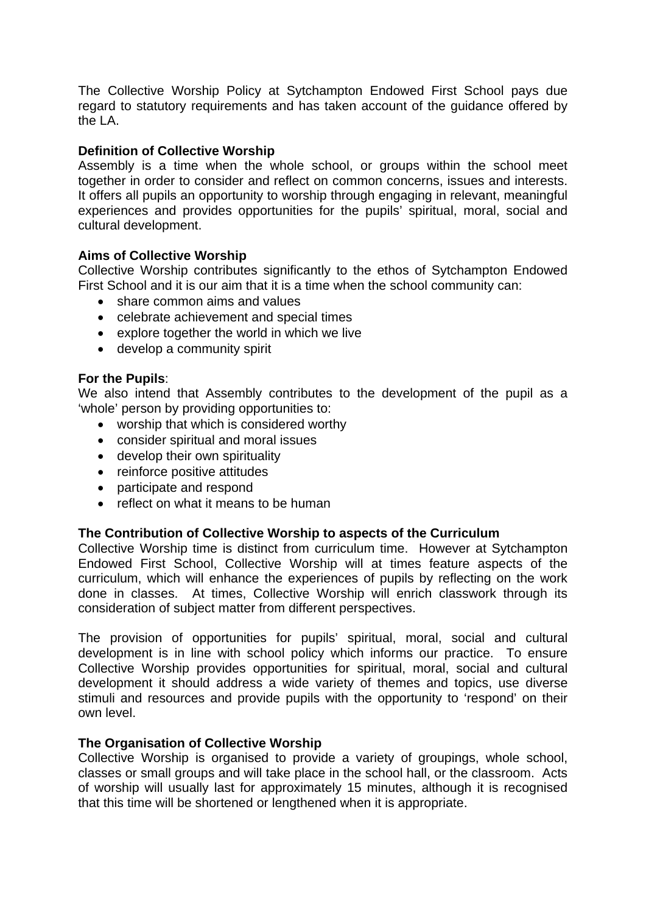The Collective Worship Policy at Sytchampton Endowed First School pays due regard to statutory requirements and has taken account of the guidance offered by the LA.

**Definition of Collective Worship**
Assembly is a time when the whole school, or groups within the school meet together in order to consider and reflect on common concerns, issues and interests. It offers all pupils an opportunity to worship through engaging in relevant, meaningful experiences and provides opportunities for the pupils' spiritual, moral, social and cultural development.

**Aims of Collective Worship**
Collective Worship contributes significantly to the ethos of Sytchampton Endowed First School and it is our aim that it is a time when the school community can:

- share common aims and values
- celebrate achievement and special times
- explore together the world in which we live
- develop a community spirit

**For the Pupils**:
We also intend that Assembly contributes to the development of the pupil as a 'whole' person by providing opportunities to:

- worship that which is considered worthy
- consider spiritual and moral issues
- develop their own spirituality
- reinforce positive attitudes
- participate and respond
- reflect on what it means to be human

**The Contribution of Collective Worship to aspects of the Curriculum**
Collective Worship time is distinct from curriculum time. However at Sytchampton Endowed First School, Collective Worship will at times feature aspects of the curriculum, which will enhance the experiences of pupils by reflecting on the work done in classes. At times, Collective Worship will enrich classwork through its consideration of subject matter from different perspectives.

The provision of opportunities for pupils' spiritual, moral, social and cultural development is in line with school policy which informs our practice. To ensure Collective Worship provides opportunities for spiritual, moral, social and cultural development it should address a wide variety of themes and topics, use diverse stimuli and resources and provide pupils with the opportunity to 'respond' on their own level.

**The Organisation of Collective Worship**
Collective Worship is organised to provide a variety of groupings, whole school, classes or small groups and will take place in the school hall, or the classroom. Acts of worship will usually last for approximately 15 minutes, although it is recognised that this time will be shortened or lengthened when it is appropriate.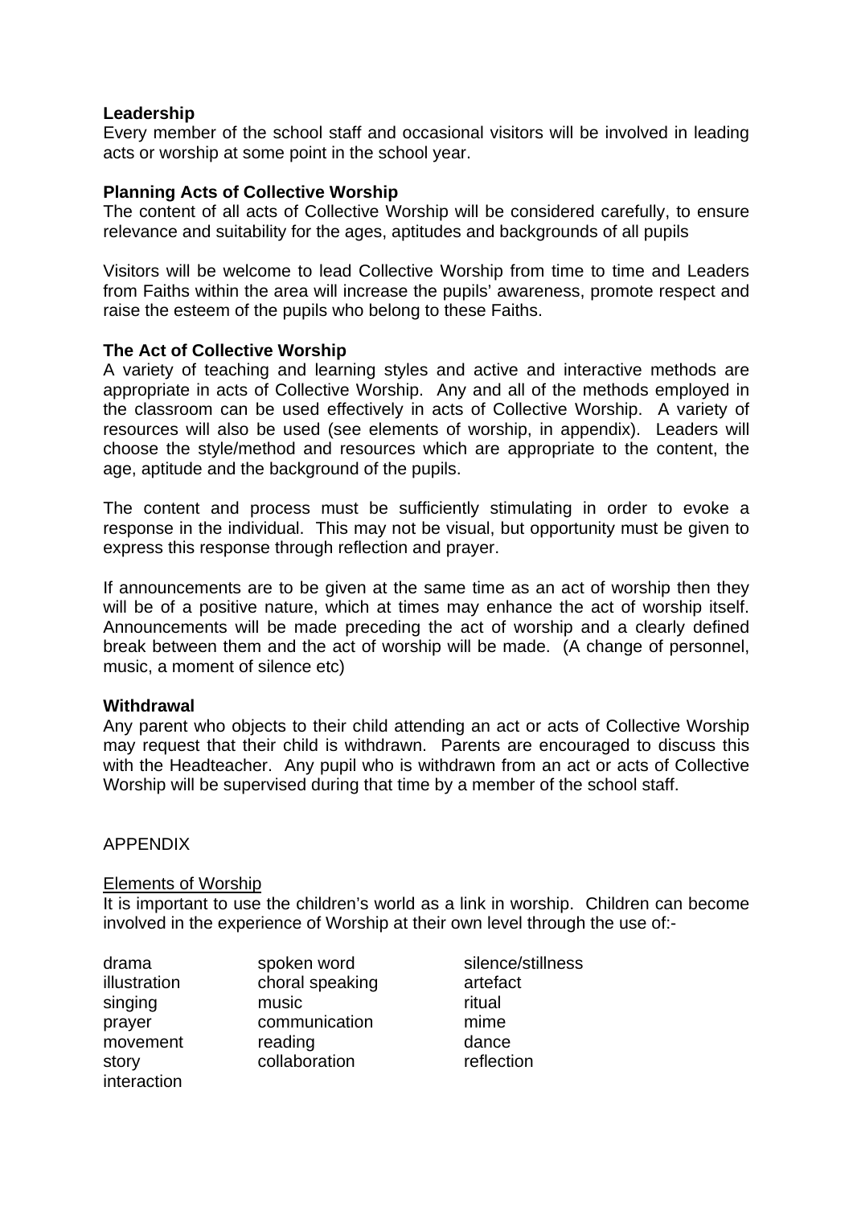**Leadership**
Every member of the school staff and occasional visitors will be involved in leading acts or worship at some point in the school year.

**Planning Acts of Collective Worship**
The content of all acts of Collective Worship will be considered carefully, to ensure relevance and suitability for the ages, aptitudes and backgrounds of all pupils

Visitors will be welcome to lead Collective Worship from time to time and Leaders from Faiths within the area will increase the pupils' awareness, promote respect and raise the esteem of the pupils who belong to these Faiths.

**The Act of Collective Worship**
A variety of teaching and learning styles and active and interactive methods are appropriate in acts of Collective Worship. Any and all of the methods employed in the classroom can be used effectively in acts of Collective Worship. A variety of resources will also be used (see elements of worship, in appendix). Leaders will choose the style/method and resources which are appropriate to the content, the age, aptitude and the background of the pupils.

The content and process must be sufficiently stimulating in order to evoke a response in the individual. This may not be visual, but opportunity must be given to express this response through reflection and prayer.

If announcements are to be given at the same time as an act of worship then they will be of a positive nature, which at times may enhance the act of worship itself. Announcements will be made preceding the act of worship and a clearly defined break between them and the act of worship will be made. (A change of personnel, music, a moment of silence etc)

**Withdrawal**
Any parent who objects to their child attending an act or acts of Collective Worship may request that their child is withdrawn. Parents are encouraged to discuss this with the Headteacher. Any pupil who is withdrawn from an act or acts of Collective Worship will be supervised during that time by a member of the school staff.

APPENDIX

<u>Elements of Worship</u>
It is important to use the children's world as a link in worship. Children can become involved in the experience of Worship at their own level through the use of:-

| | | |
|---|---|---|
| drama | spoken word | silence/stillness |
| illustration | choral speaking | artefact |
| singing | music | ritual |
| prayer | communication | mime |
| movement | reading | dance |
| story | collaboration | reflection |
| interaction | | |